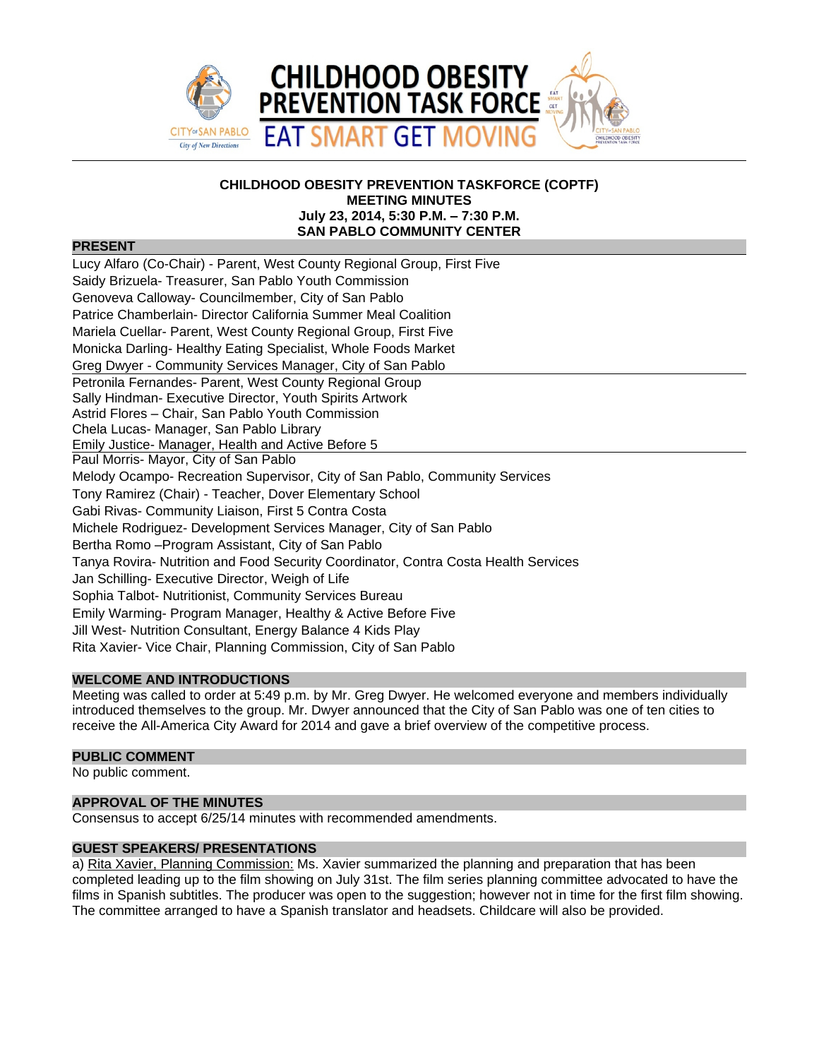# CHILDHOOD OBESITY PREVENTION TASK FORCE

## EAT SMART GET MOVING

**CHILDHOOD OBESITY PREVENTION TASKFORCE (COPTF)**
**MEETING MINUTES**
**July 23, 2014, 5:30 P.M. – 7:30 P.M.**
**SAN PABLO COMMUNITY CENTER**

## PRESENT

Lucy Alfaro (Co-Chair) - Parent, West County Regional Group, First Five
Saidy Brizuela- Treasurer, San Pablo Youth Commission
Genoveva Calloway- Councilmember, City of San Pablo
Patrice Chamberlain- Director California Summer Meal Coalition
Mariela Cuellar- Parent, West County Regional Group, First Five
Monicka Darling- Healthy Eating Specialist, Whole Foods Market
Greg Dwyer - Community Services Manager, City of San Pablo
Petronila Fernandes- Parent, West County Regional Group
Sally Hindman- Executive Director, Youth Spirits Artwork
Astrid Flores – Chair, San Pablo Youth Commission
Chela Lucas- Manager, San Pablo Library
Emily Justice- Manager, Health and Active Before 5
Paul Morris- Mayor, City of San Pablo
Melody Ocampo- Recreation Supervisor, City of San Pablo, Community Services
Tony Ramirez (Chair) - Teacher, Dover Elementary School
Gabi Rivas- Community Liaison, First 5 Contra Costa
Michele Rodriguez- Development Services Manager, City of San Pablo
Bertha Romo –Program Assistant, City of San Pablo
Tanya Rovira- Nutrition and Food Security Coordinator, Contra Costa Health Services
Jan Schilling- Executive Director, Weigh of Life
Sophia Talbot- Nutritionist, Community Services Bureau
Emily Warming- Program Manager, Healthy & Active Before Five
Jill West- Nutrition Consultant, Energy Balance 4 Kids Play
Rita Xavier- Vice Chair, Planning Commission, City of San Pablo

## WELCOME AND INTRODUCTIONS

Meeting was called to order at 5:49 p.m. by Mr. Greg Dwyer. He welcomed everyone and members individually introduced themselves to the group. Mr. Dwyer announced that the City of San Pablo was one of ten cities to receive the All-America City Award for 2014 and gave a brief overview of the competitive process.

## PUBLIC COMMENT

No public comment.

## APPROVAL OF THE MINUTES

Consensus to accept 6/25/14 minutes with recommended amendments.

## GUEST SPEAKERS/ PRESENTATIONS

a) Rita Xavier, Planning Commission: Ms. Xavier summarized the planning and preparation that has been completed leading up to the film showing on July 31st. The film series planning committee advocated to have the films in Spanish subtitles. The producer was open to the suggestion; however not in time for the first film showing. The committee arranged to have a Spanish translator and headsets. Childcare will also be provided.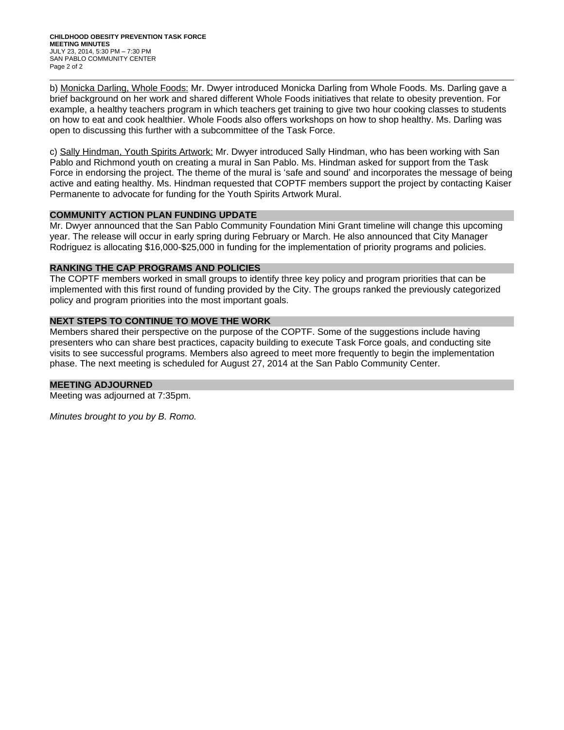b) Monicka Darling, Whole Foods: Mr. Dwyer introduced Monicka Darling from Whole Foods. Ms. Darling gave a brief background on her work and shared different Whole Foods initiatives that relate to obesity prevention. For example, a healthy teachers program in which teachers get training to give two hour cooking classes to students on how to eat and cook healthier. Whole Foods also offers workshops on how to shop healthy. Ms. Darling was open to discussing this further with a subcommittee of the Task Force.

c) Sally Hindman, Youth Spirits Artwork: Mr. Dwyer introduced Sally Hindman, who has been working with San Pablo and Richmond youth on creating a mural in San Pablo. Ms. Hindman asked for support from the Task Force in endorsing the project. The theme of the mural is 'safe and sound' and incorporates the message of being active and eating healthy. Ms. Hindman requested that COPTF members support the project by contacting Kaiser Permanente to advocate for funding for the Youth Spirits Artwork Mural.

## COMMUNITY ACTION PLAN FUNDING UPDATE

Mr. Dwyer announced that the San Pablo Community Foundation Mini Grant timeline will change this upcoming year. The release will occur in early spring during February or March. He also announced that City Manager Rodriguez is allocating $16,000-$25,000 in funding for the implementation of priority programs and policies.

## RANKING THE CAP PROGRAMS AND POLICIES

The COPTF members worked in small groups to identify three key policy and program priorities that can be implemented with this first round of funding provided by the City. The groups ranked the previously categorized policy and program priorities into the most important goals.

## NEXT STEPS TO CONTINUE TO MOVE THE WORK

Members shared their perspective on the purpose of the COPTF. Some of the suggestions include having presenters who can share best practices, capacity building to execute Task Force goals, and conducting site visits to see successful programs. Members also agreed to meet more frequently to begin the implementation phase. The next meeting is scheduled for August 27, 2014 at the San Pablo Community Center.

## MEETING ADJOURNED

Meeting was adjourned at 7:35pm.

*Minutes brought to you by B. Romo.*